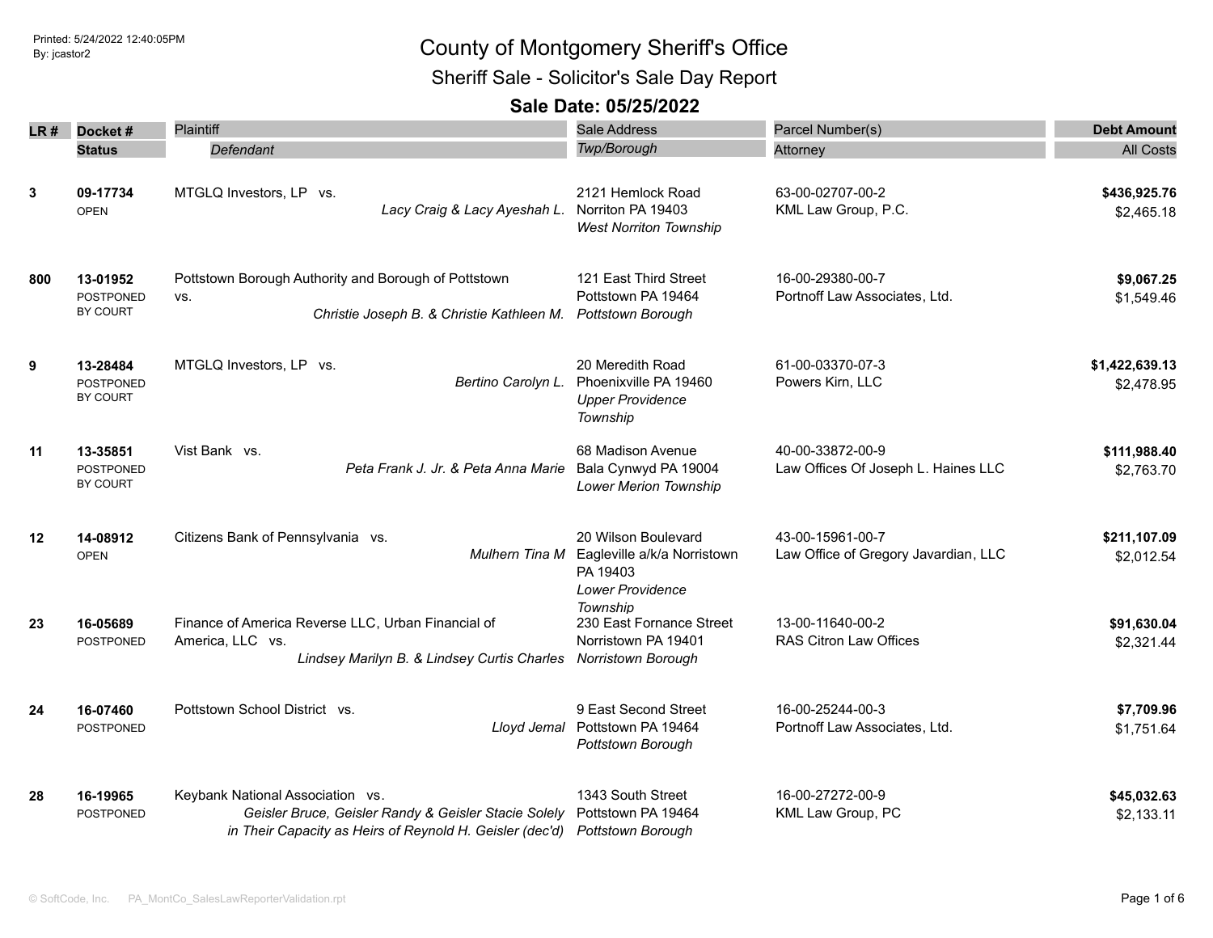Printed: 5/24/2022 12:40:05PM
By: jcastor2

# County of Montgomery Sheriff's Office

## Sheriff Sale - Solicitor's Sale Day Report

### Sale Date: 05/25/2022

| LR # | Docket # / Status | Plaintiff / *Defendant* | Sale Address / *Twp/Borough* | Parcel Number(s) / Attorney | Debt Amount / All Costs |
|---|---|---|---|---|---|
| 3 | **09-17734** OPEN | MTGLQ Investors, LP vs. *Lacy Craig & Lacy Ayeshah L.* | 2121 Hemlock Road Norriton PA 19403 *West Norriton Township* | 63-00-02707-00-2 KML Law Group, P.C. | **$436,925.76** $2,465.18 |
| 800 | **13-01952** POSTPONED BY COURT | Pottstown Borough Authority and Borough of Pottstown vs. *Christie Joseph B. & Christie Kathleen M.* | 121 East Third Street Pottstown PA 19464 *Pottstown Borough* | 16-00-29380-00-7 Portnoff Law Associates, Ltd. | **$9,067.25** $1,549.46 |
| 9 | **13-28484** POSTPONED BY COURT | MTGLQ Investors, LP vs. *Bertino Carolyn L.* | 20 Meredith Road Phoenixville PA 19460 *Upper Providence Township* | 61-00-03370-07-3 Powers Kirn, LLC | **$1,422,639.13** $2,478.95 |
| 11 | **13-35851** POSTPONED BY COURT | Vist Bank vs. *Peta Frank J. Jr. & Peta Anna Marie* | 68 Madison Avenue Bala Cynwyd PA 19004 *Lower Merion Township* | 40-00-33872-00-9 Law Offices Of Joseph L. Haines LLC | **$111,988.40** $2,763.70 |
| 12 | **14-08912** OPEN | Citizens Bank of Pennsylvania vs. *Mulhern Tina M* | 20 Wilson Boulevard Eagleville a/k/a Norristown PA 19403 *Lower Providence Township* | 43-00-15961-00-7 Law Office of Gregory Javardian, LLC | **$211,107.09** $2,012.54 |
| 23 | **16-05689** POSTPONED | Finance of America Reverse LLC, Urban Financial of America, LLC vs. *Lindsey Marilyn B. & Lindsey Curtis Charles* | 230 East Fornance Street Norristown PA 19401 *Norristown Borough* | 13-00-11640-00-2 RAS Citron Law Offices | **$91,630.04** $2,321.44 |
| 24 | **16-07460** POSTPONED | Pottstown School District vs. *Lloyd Jemal* | 9 East Second Street Pottstown PA 19464 *Pottstown Borough* | 16-00-25244-00-3 Portnoff Law Associates, Ltd. | **$7,709.96** $1,751.64 |
| 28 | **16-19965** POSTPONED | Keybank National Association vs. *Geisler Bruce, Geisler Randy & Geisler Stacie Solely in Their Capacity as Heirs of Reynold H. Geisler (dec'd)* | 1343 South Street Pottstown PA 19464 *Pottstown Borough* | 16-00-27272-00-9 KML Law Group, PC | **$45,032.63** $2,133.11 |

© SoftCode, Inc. PA_MontCo_SalesLawReporterValidation.rpt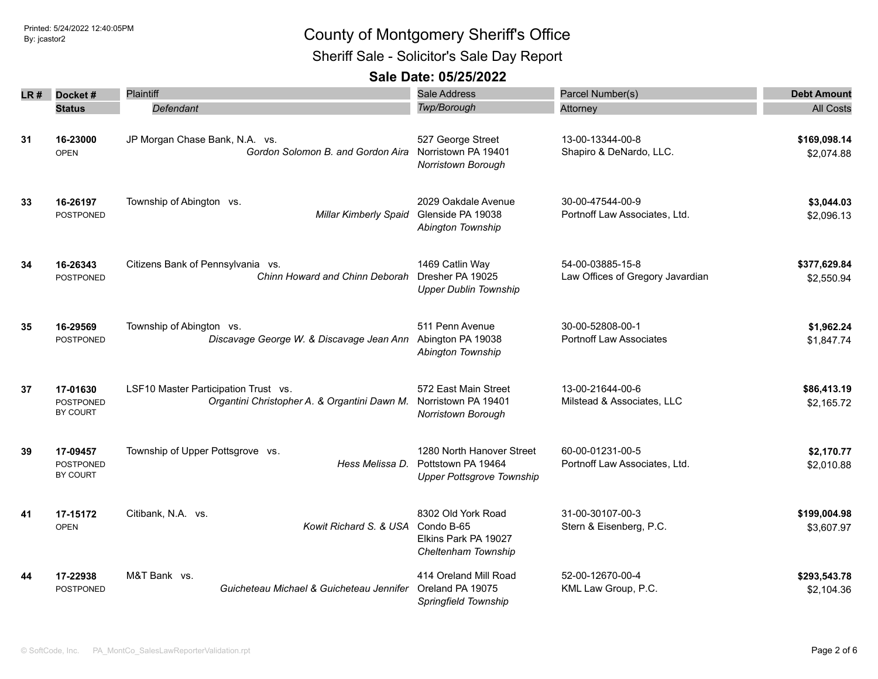# County of Montgomery Sheriff's Office

## Sheriff Sale - Solicitor's Sale Day Report

### Sale Date: 05/25/2022

| LR # | Docket # / Status | Plaintiff / Defendant | Sale Address / Twp/Borough | Parcel Number(s) / Attorney | Debt Amount / All Costs |
|---|---|---|---|---|---|
| 31 | **16-23000** OPEN | JP Morgan Chase Bank, N.A. vs. *Gordon Solomon B. and Gordon Aira* | 527 George Street Norristown PA 19401 *Norristown Borough* | 13-00-13344-00-8 Shapiro & DeNardo, LLC. | **$169,098.14** $2,074.88 |
| 33 | **16-26197** POSTPONED | Township of Abington vs. *Millar Kimberly Spaid* | 2029 Oakdale Avenue Glenside PA 19038 *Abington Township* | 30-00-47544-00-9 Portnoff Law Associates, Ltd. | **$3,044.03** $2,096.13 |
| 34 | **16-26343** POSTPONED | Citizens Bank of Pennsylvania vs. *Chinn Howard and Chinn Deborah* | 1469 Catlin Way Dresher PA 19025 *Upper Dublin Township* | 54-00-03885-15-8 Law Offices of Gregory Javardian | **$377,629.84** $2,550.94 |
| 35 | **16-29569** POSTPONED | Township of Abington vs. *Discavage George W. & Discavage Jean Ann* | 511 Penn Avenue Abington PA 19038 *Abington Township* | 30-00-52808-00-1 Portnoff Law Associates | **$1,962.24** $1,847.74 |
| 37 | **17-01630** POSTPONED BY COURT | LSF10 Master Participation Trust vs. *Organtini Christopher A. & Organtini Dawn M.* | 572 East Main Street Norristown PA 19401 *Norristown Borough* | 13-00-21644-00-6 Milstead & Associates, LLC | **$86,413.19** $2,165.72 |
| 39 | **17-09457** POSTPONED BY COURT | Township of Upper Pottsgrove vs. *Hess Melissa D.* | 1280 North Hanover Street Pottstown PA 19464 *Upper Pottsgrove Township* | 60-00-01231-00-5 Portnoff Law Associates, Ltd. | **$2,170.77** $2,010.88 |
| 41 | **17-15172** OPEN | Citibank, N.A. vs. *Kowit Richard S. & USA* | 8302 Old York Road Condo B-65 Elkins Park PA 19027 *Cheltenham Township* | 31-00-30107-00-3 Stern & Eisenberg, P.C. | **$199,004.98** $3,607.97 |
| 44 | **17-22938** POSTPONED | M&T Bank vs. *Guicheteau Michael & Guicheteau Jennifer* | 414 Oreland Mill Road Oreland PA 19075 *Springfield Township* | 52-00-12670-00-4 KML Law Group, P.C. | **$293,543.78** $2,104.36 |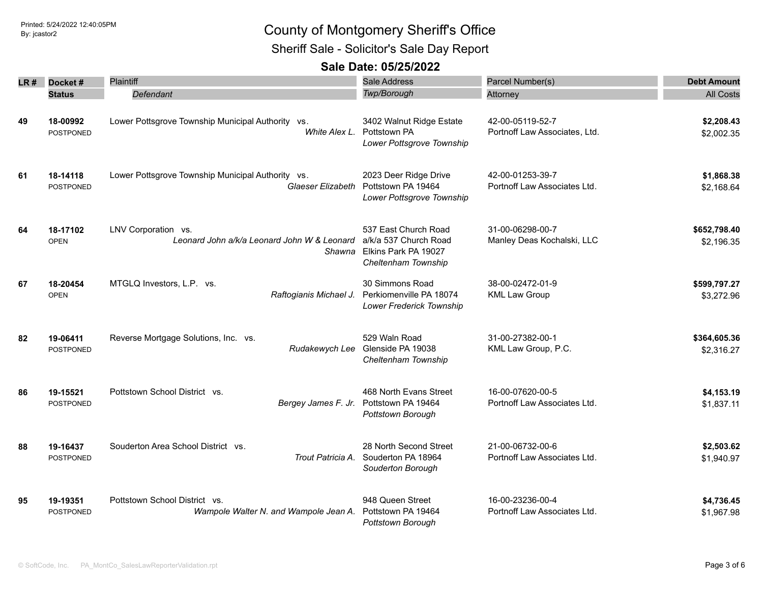# County of Montgomery Sheriff's Office

## Sheriff Sale - Solicitor's Sale Day Report

### Sale Date: 05/25/2022

| LR # | Docket # / Status | Plaintiff / *Defendant* | Sale Address / *Twp/Borough* | Parcel Number(s) / Attorney | Debt Amount / All Costs |
|---|---|---|---|---|---|
| 49 | **18-00992** POSTPONED | Lower Pottsgrove Township Municipal Authority vs. *White Alex L.* | 3402 Walnut Ridge Estate Pottstown PA *Lower Pottsgrove Township* | 42-00-05119-52-7 Portnoff Law Associates, Ltd. | **$2,208.43** $2,002.35 |
| 61 | **18-14118** POSTPONED | Lower Pottsgrove Township Municipal Authority vs. *Glaeser Elizabeth* | 2023 Deer Ridge Drive Pottstown PA 19464 *Lower Pottsgrove Township* | 42-00-01253-39-7 Portnoff Law Associates Ltd. | **$1,868.38** $2,168.64 |
| 64 | **18-17102** OPEN | LNV Corporation vs. *Leonard John a/k/a Leonard John W & Leonard Shawna* | 537 East Church Road a/k/a 537 Church Road Elkins Park PA 19027 *Cheltenham Township* | 31-00-06298-00-7 Manley Deas Kochalski, LLC | **$652,798.40** $2,196.35 |
| 67 | **18-20454** OPEN | MTGLQ Investors, L.P. vs. *Raftogianis Michael J.* | 30 Simmons Road Perkiomenville PA 18074 *Lower Frederick Township* | 38-00-02472-01-9 KML Law Group | **$599,797.27** $3,272.96 |
| 82 | **19-06411** POSTPONED | Reverse Mortgage Solutions, Inc. vs. *Rudakewych Lee* | 529 Waln Road Glenside PA 19038 *Cheltenham Township* | 31-00-27382-00-1 KML Law Group, P.C. | **$364,605.36** $2,316.27 |
| 86 | **19-15521** POSTPONED | Pottstown School District vs. *Bergey James F. Jr.* | 468 North Evans Street Pottstown PA 19464 *Pottstown Borough* | 16-00-07620-00-5 Portnoff Law Associates Ltd. | **$4,153.19** $1,837.11 |
| 88 | **19-16437** POSTPONED | Souderton Area School District vs. *Trout Patricia A.* | 28 North Second Street Souderton PA 18964 *Souderton Borough* | 21-00-06732-00-6 Portnoff Law Associates Ltd. | **$2,503.62** $1,940.97 |
| 95 | **19-19351** POSTPONED | Pottstown School District vs. *Wampole Walter N. and Wampole Jean A.* | 948 Queen Street Pottstown PA 19464 *Pottstown Borough* | 16-00-23236-00-4 Portnoff Law Associates Ltd. | **$4,736.45** $1,967.98 |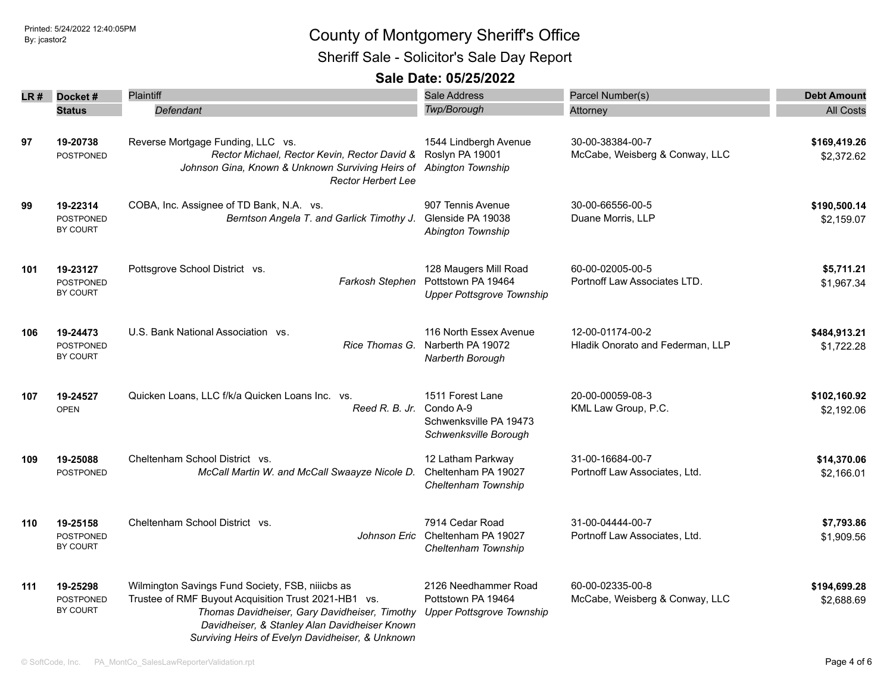# County of Montgomery Sheriff's Office

## Sheriff Sale - Solicitor's Sale Day Report

### Sale Date: 05/25/2022

| LR # | Docket # / Status | Plaintiff / Defendant | Sale Address / Twp/Borough | Parcel Number(s) / Attorney | Debt Amount / All Costs |
|---|---|---|---|---|---|
| 97 | **19-20738** POSTPONED | Reverse Mortgage Funding, LLC vs. *Rector Michael, Rector Kevin, Rector David & Johnson Gina, Known & Unknown Surviving Heirs of Rector Herbert Lee* | 1544 Lindbergh Avenue Roslyn PA 19001 *Abington Township* | 30-00-38384-00-7 McCabe, Weisberg & Conway, LLC | **$169,419.26** $2,372.62 |
| 99 | **19-22314** POSTPONED BY COURT | COBA, Inc. Assignee of TD Bank, N.A. vs. *Berntson Angela T. and Garlick Timothy J.* | 907 Tennis Avenue Glenside PA 19038 *Abington Township* | 30-00-66556-00-5 Duane Morris, LLP | **$190,500.14** $2,159.07 |
| 101 | **19-23127** POSTPONED BY COURT | Pottsgrove School District vs. *Farkosh Stephen* | 128 Maugers Mill Road Pottstown PA 19464 *Upper Pottsgrove Township* | 60-00-02005-00-5 Portnoff Law Associates LTD. | **$5,711.21** $1,967.34 |
| 106 | **19-24473** POSTPONED BY COURT | U.S. Bank National Association vs. *Rice Thomas G.* | 116 North Essex Avenue Narberth PA 19072 *Narberth Borough* | 12-00-01174-00-2 Hladik Onorato and Federman, LLP | **$484,913.21** $1,722.28 |
| 107 | **19-24527** OPEN | Quicken Loans, LLC f/k/a Quicken Loans Inc. vs. *Reed R. B. Jr.* | 1511 Forest Lane Condo A-9 Schwenksville PA 19473 *Schwenksville Borough* | 20-00-00059-08-3 KML Law Group, P.C. | **$102,160.92** $2,192.06 |
| 109 | **19-25088** POSTPONED | Cheltenham School District vs. *McCall Martin W. and McCall Swaayze Nicole D.* | 12 Latham Parkway Cheltenham PA 19027 *Cheltenham Township* | 31-00-16684-00-7 Portnoff Law Associates, Ltd. | **$14,370.06** $2,166.01 |
| 110 | **19-25158** POSTPONED BY COURT | Cheltenham School District vs. *Johnson Eric* | 7914 Cedar Road Cheltenham PA 19027 *Cheltenham Township* | 31-00-04444-00-7 Portnoff Law Associates, Ltd. | **$7,793.86** $1,909.56 |
| 111 | **19-25298** POSTPONED BY COURT | Wilmington Savings Fund Society, FSB, niiicbs as Trustee of RMF Buyout Acquisition Trust 2021-HB1 vs. *Thomas Davidheiser, Gary Davidheiser, Timothy Davidheiser, & Stanley Alan Davidheiser Known Surviving Heirs of Evelyn Davidheiser, & Unknown* | 2126 Needhammer Road Pottstown PA 19464 *Upper Pottsgrove Township* | 60-00-02335-00-8 McCabe, Weisberg & Conway, LLC | **$194,699.28** $2,688.69 |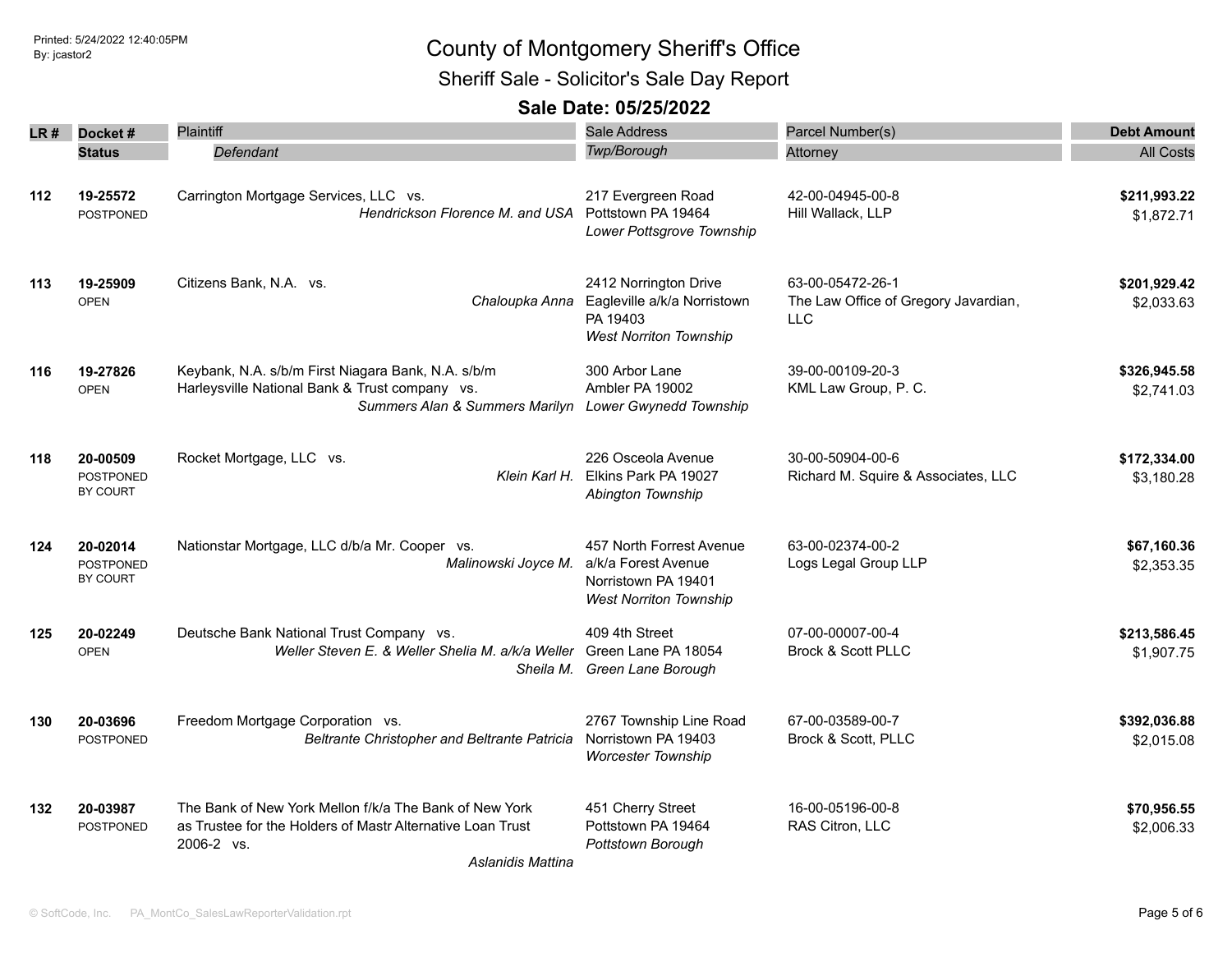# County of Montgomery Sheriff's Office

## Sheriff Sale - Solicitor's Sale Day Report

### Sale Date: 05/25/2022

| LR # | Docket # / Status | Plaintiff / *Defendant* | Sale Address / *Twp/Borough* | Parcel Number(s) / Attorney | Debt Amount / All Costs |
|---|---|---|---|---|---|
| 112 | **19-25572** POSTPONED | Carrington Mortgage Services, LLC vs. *Hendrickson Florence M. and USA* | 217 Evergreen Road Pottstown PA 19464 *Lower Pottsgrove Township* | 42-00-04945-00-8 Hill Wallack, LLP | **$211,993.22** $1,872.71 |
| 113 | **19-25909** OPEN | Citizens Bank, N.A. vs. *Chaloupka Anna* | 2412 Norrington Drive Eagleville a/k/a Norristown PA 19403 *West Norriton Township* | 63-00-05472-26-1 The Law Office of Gregory Javardian, LLC | **$201,929.42** $2,033.63 |
| 116 | **19-27826** OPEN | Keybank, N.A. s/b/m First Niagara Bank, N.A. s/b/m Harleysville National Bank & Trust company vs. *Summers Alan & Summers Marilyn* | 300 Arbor Lane Ambler PA 19002 *Lower Gwynedd Township* | 39-00-00109-20-3 KML Law Group, P. C. | **$326,945.58** $2,741.03 |
| 118 | **20-00509** POSTPONED BY COURT | Rocket Mortgage, LLC vs. *Klein Karl H.* | 226 Osceola Avenue Elkins Park PA 19027 *Abington Township* | 30-00-50904-00-6 Richard M. Squire & Associates, LLC | **$172,334.00** $3,180.28 |
| 124 | **20-02014** POSTPONED BY COURT | Nationstar Mortgage, LLC d/b/a Mr. Cooper vs. *Malinowski Joyce M.* | 457 North Forrest Avenue a/k/a Forest Avenue Norristown PA 19401 *West Norriton Township* | 63-00-02374-00-2 Logs Legal Group LLP | **$67,160.36** $2,353.35 |
| 125 | **20-02249** OPEN | Deutsche Bank National Trust Company vs. *Weller Steven E. & Weller Shelia M. a/k/a Weller Sheila M.* | 409 4th Street Green Lane PA 18054 *Green Lane Borough* | 07-00-00007-00-4 Brock & Scott PLLC | **$213,586.45** $1,907.75 |
| 130 | **20-03696** POSTPONED | Freedom Mortgage Corporation vs. *Beltrante Christopher and Beltrante Patricia* | 2767 Township Line Road Norristown PA 19403 *Worcester Township* | 67-00-03589-00-7 Brock & Scott, PLLC | **$392,036.88** $2,015.08 |
| 132 | **20-03987** POSTPONED | The Bank of New York Mellon f/k/a The Bank of New York as Trustee for the Holders of Mastr Alternative Loan Trust 2006-2 vs. *Aslanidis Mattina* | 451 Cherry Street Pottstown PA 19464 *Pottstown Borough* | 16-00-05196-00-8 RAS Citron, LLC | **$70,956.55** $2,006.33 |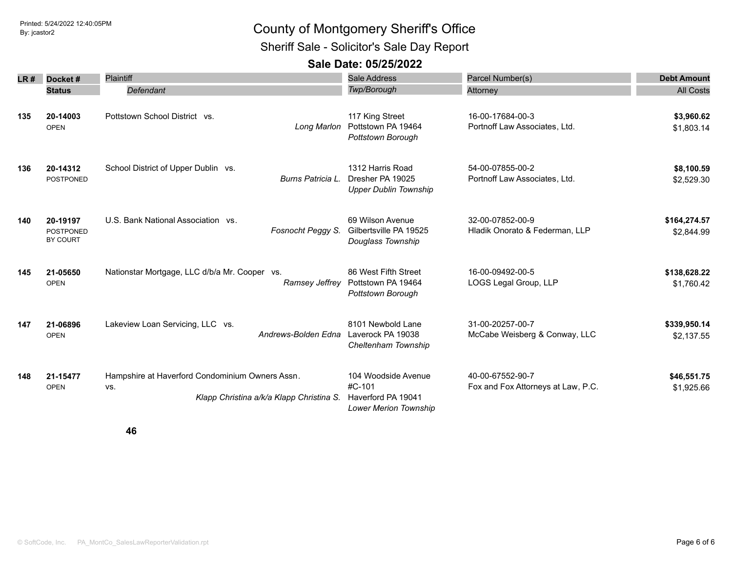Printed: 5/24/2022 12:40:05PM
By: jcastor2

# County of Montgomery Sheriff's Office

## Sheriff Sale - Solicitor's Sale Day Report

### Sale Date: 05/25/2022

| LR # | Docket # / Status | Plaintiff / *Defendant* | Sale Address / *Twp/Borough* | Parcel Number(s) / Attorney | Debt Amount / All Costs |
|---|---|---|---|---|---|
| 135 | **20-14003** OPEN | Pottstown School District vs. *Long Marlon* | 117 King Street Pottstown PA 19464 *Pottstown Borough* | 16-00-17684-00-3 Portnoff Law Associates, Ltd. | **$3,960.62** $1,803.14 |
| 136 | **20-14312** POSTPONED | School District of Upper Dublin vs. *Burns Patricia L.* | 1312 Harris Road Dresher PA 19025 *Upper Dublin Township* | 54-00-07855-00-2 Portnoff Law Associates, Ltd. | **$8,100.59** $2,529.30 |
| 140 | **20-19197** POSTPONED BY COURT | U.S. Bank National Association vs. *Fosnocht Peggy S.* | 69 Wilson Avenue Gilbertsville PA 19525 *Douglass Township* | 32-00-07852-00-9 Hladik Onorato & Federman, LLP | **$164,274.57** $2,844.99 |
| 145 | **21-05650** OPEN | Nationstar Mortgage, LLC d/b/a Mr. Cooper vs. *Ramsey Jeffrey* | 86 West Fifth Street Pottstown PA 19464 *Pottstown Borough* | 16-00-09492-00-5 LOGS Legal Group, LLP | **$138,628.22** $1,760.42 |
| 147 | **21-06896** OPEN | Lakeview Loan Servicing, LLC vs. *Andrews-Bolden Edna* | 8101 Newbold Lane Laverock PA 19038 *Cheltenham Township* | 31-00-20257-00-7 McCabe Weisberg & Conway, LLC | **$339,950.14** $2,137.55 |
| 148 | **21-15477** OPEN | Hampshire at Haverford Condominium Owners Assn. vs. *Klapp Christina a/k/a Klapp Christina S.* | 104 Woodside Avenue #C-101 Haverford PA 19041 *Lower Merion Township* | 40-00-67552-90-7 Fox and Fox Attorneys at Law, P.C. | **$46,551.75** $1,925.66 |

**46**